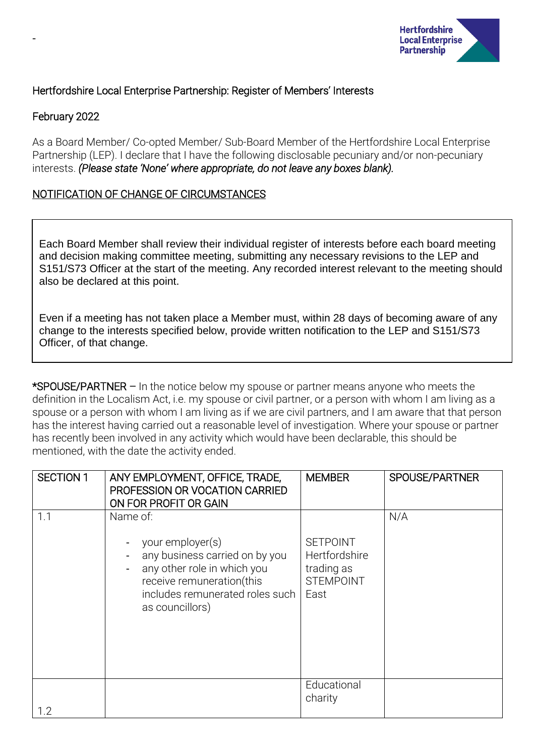-

Hertfordshire Local Enterprise Partnership

Hertfordshire Local Enterprise Partnership: Register of Members' Interests

February 2022

As a Board Member/ Co-opted Member/ Sub-Board Member of the Hertfordshire Local Enterprise Partnership (LEP). I declare that I have the following disclosable pecuniary and/or non-pecuniary interests. *(Please state 'None' where appropriate, do not leave any boxes blank).*

<u>NOTIFICATION OF CHANGE OF CIRCUMSTANCES</u>

> Each Board Member shall review their individual register of interests before each board meeting and decision making committee meeting, submitting any necessary revisions to the LEP and S151/S73 Officer at the start of the meeting. Any recorded interest relevant to the meeting should also be declared at this point.
>
> Even if a meeting has not taken place a Member must, within 28 days of becoming aware of any change to the interests specified below, provide written notification to the LEP and S151/S73 Officer, of that change.

*SPOUSE/PARTNER – In the notice below my spouse or partner means anyone who meets the definition in the Localism Act, i.e. my spouse or civil partner, or a person with whom I am living as a spouse or a person with whom I am living as if we are civil partners, and I am aware that that person has the interest having carried out a reasonable level of investigation. Where your spouse or partner has recently been involved in any activity which would have been declarable, this should be mentioned, with the date the activity ended.

| SECTION 1 | ANY EMPLOYMENT, OFFICE, TRADE, PROFESSION OR VOCATION CARRIED ON FOR PROFIT OR GAIN | MEMBER | SPOUSE/PARTNER |
|---|---|---|---|
| 1.1 | Name of:<br>- your employer(s)<br>- any business carried on by you<br>- any other role in which you receive remuneration(this includes remunerated roles such as councillors) | SETPOINT Hertfordshire trading as STEMPOINT East | N/A |
| 1.2 | | Educational charity | |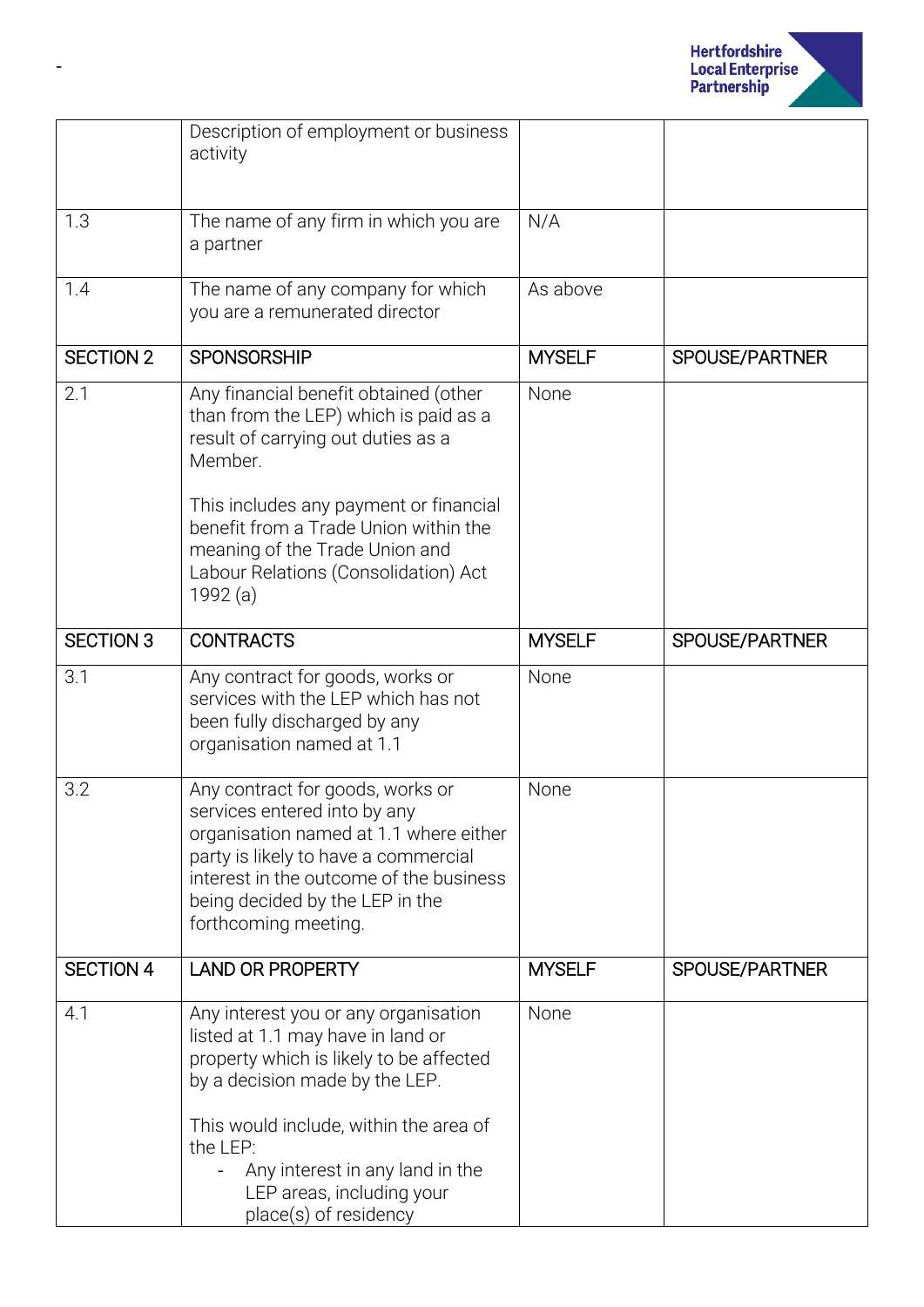| | Description of employment or business activity | | |
|---|---|---|---|
| 1.3 | The name of any firm in which you are a partner | N/A | |
| 1.4 | The name of any company for which you are a remunerated director | As above | |
| **SECTION 2** | **SPONSORSHIP** | **MYSELF** | **SPOUSE/PARTNER** |
| 2.1 | Any financial benefit obtained (other than from the LEP) which is paid as a result of carrying out duties as a Member.<br><br>This includes any payment or financial benefit from a Trade Union within the meaning of the Trade Union and Labour Relations (Consolidation) Act 1992 (a) | None | |
| **SECTION 3** | **CONTRACTS** | **MYSELF** | **SPOUSE/PARTNER** |
| 3.1 | Any contract for goods, works or services with the LEP which has not been fully discharged by any organisation named at 1.1 | None | |
| 3.2 | Any contract for goods, works or services entered into by any organisation named at 1.1 where either party is likely to have a commercial interest in the outcome of the business being decided by the LEP in the forthcoming meeting. | None | |
| **SECTION 4** | **LAND OR PROPERTY** | **MYSELF** | **SPOUSE/PARTNER** |
| 4.1 | Any interest you or any organisation listed at 1.1 may have in land or property which is likely to be affected by a decision made by the LEP.<br><br>This would include, within the area of the LEP:<br>- Any interest in any land in the LEP areas, including your place(s) of residency | None | |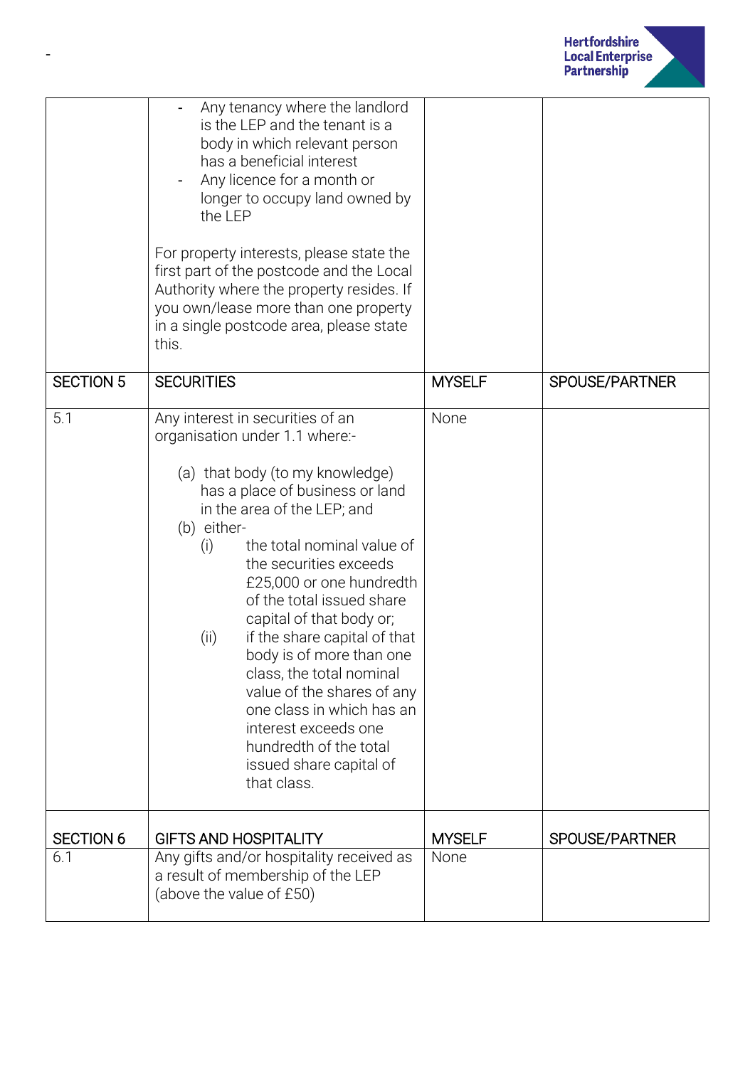| | - Any tenancy where the landlord is the LEP and the tenant is a body in which relevant person has a beneficial interest<br>- Any licence for a month or longer to occupy land owned by the LEP<br><br>For property interests, please state the first part of the postcode and the Local Authority where the property resides. If you own/lease more than one property in a single postcode area, please state this. | | |
|---|---|---|---|
| SECTION 5 | SECURITIES | MYSELF | SPOUSE/PARTNER |
| 5.1 | Any interest in securities of an organisation under 1.1 where:-<br><br>(a) that body (to my knowledge) has a place of business or land in the area of the LEP; and<br>(b) either-<br>(i) the total nominal value of the securities exceeds £25,000 or one hundredth of the total issued share capital of that body or;<br>(ii) if the share capital of that body is of more than one class, the total nominal value of the shares of any one class in which has an interest exceeds one hundredth of the total issued share capital of that class. | None | |
| SECTION 6 | GIFTS AND HOSPITALITY | MYSELF | SPOUSE/PARTNER |
| 6.1 | Any gifts and/or hospitality received as a result of membership of the LEP (above the value of £50) | None | |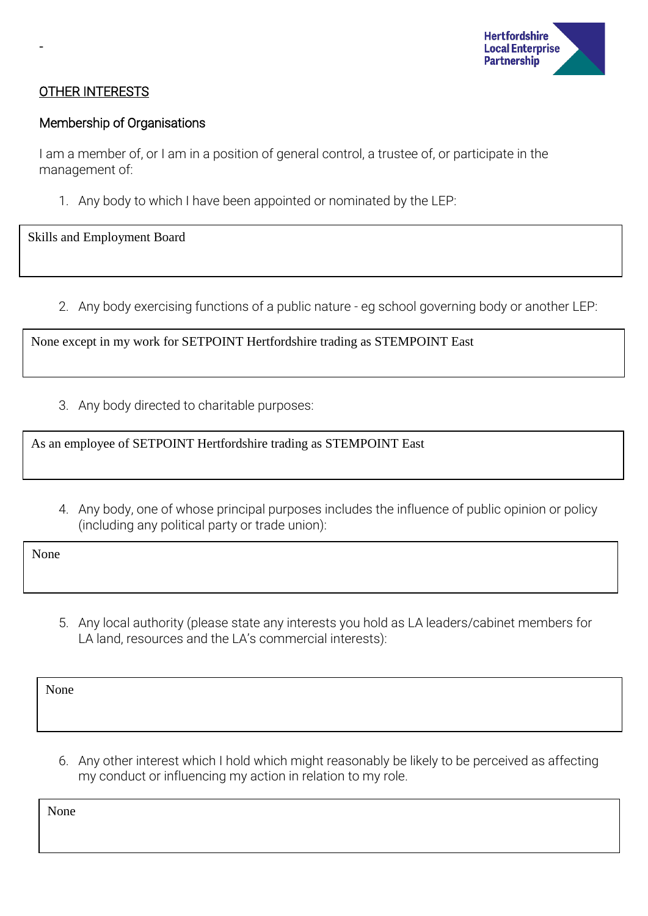-

## OTHER INTERESTS

### Membership of Organisations

I am a member of, or I am in a position of general control, a trustee of, or participate in the management of:

1. Any body to which I have been appointed or nominated by the LEP:

| Skills and Employment Board |
|---|

2. Any body exercising functions of a public nature - eg school governing body or another LEP:

| None except in my work for SETPOINT Hertfordshire trading as STEMPOINT East |
|---|

3. Any body directed to charitable purposes:

| As an employee of SETPOINT Hertfordshire trading as STEMPOINT East |
|---|

4. Any body, one of whose principal purposes includes the influence of public opinion or policy (including any political party or trade union):

| None |
|---|

5. Any local authority (please state any interests you hold as LA leaders/cabinet members for LA land, resources and the LA's commercial interests):

| None |
|---|

6. Any other interest which I hold which might reasonably be likely to be perceived as affecting my conduct or influencing my action in relation to my role.

| None |
|---|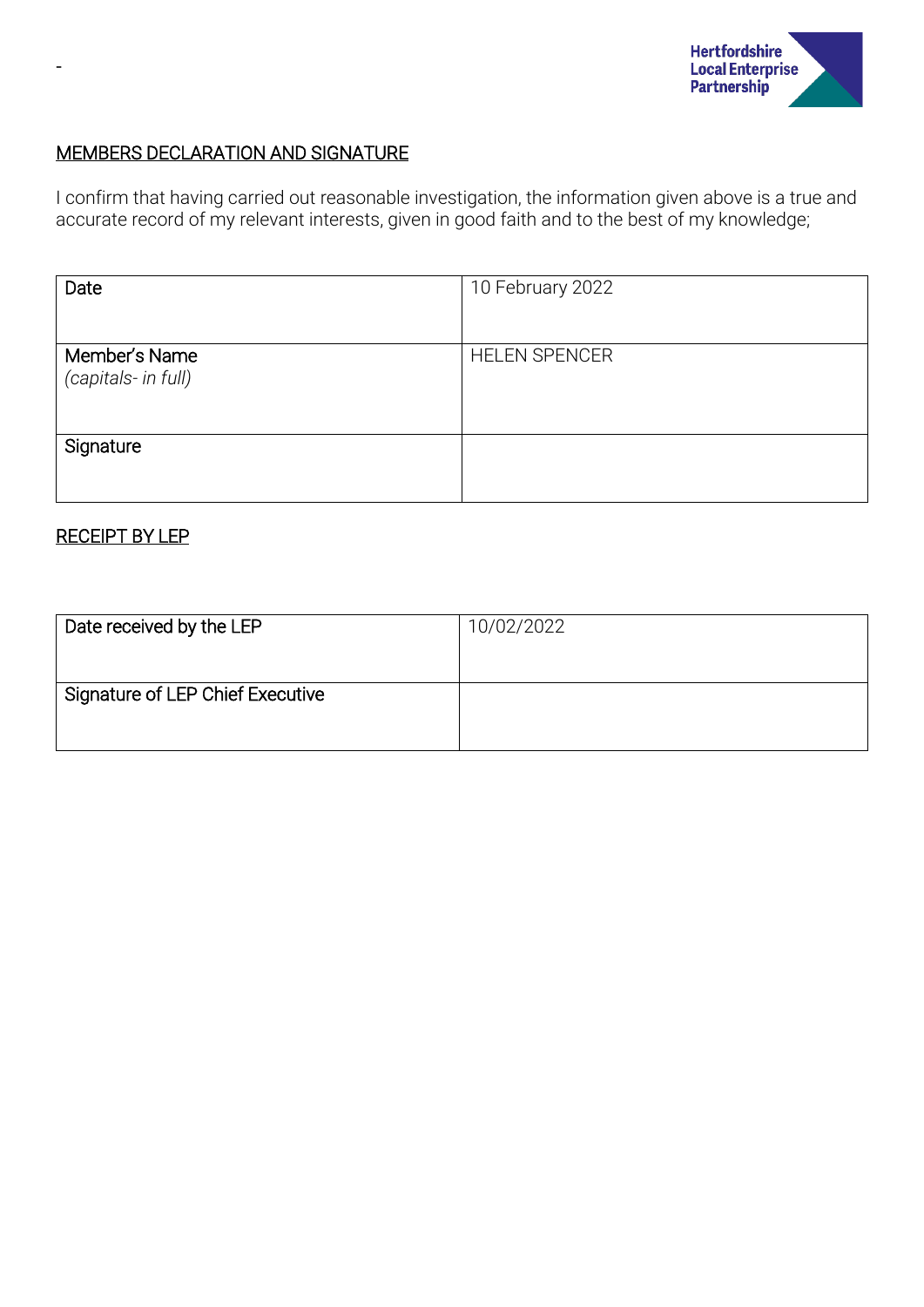-

## MEMBERS DECLARATION AND SIGNATURE

I confirm that having carried out reasonable investigation, the information given above is a true and accurate record of my relevant interests, given in good faith and to the best of my knowledge;

| | |
|---|---|
| Date | 10 February 2022 |
| Member's Name *(capitals- in full)* | HELEN SPENCER |
| Signature | |

## RECEIPT BY LEP

| | |
|---|---|
| Date received by the LEP | 10/02/2022 |
| Signature of LEP Chief Executive | |